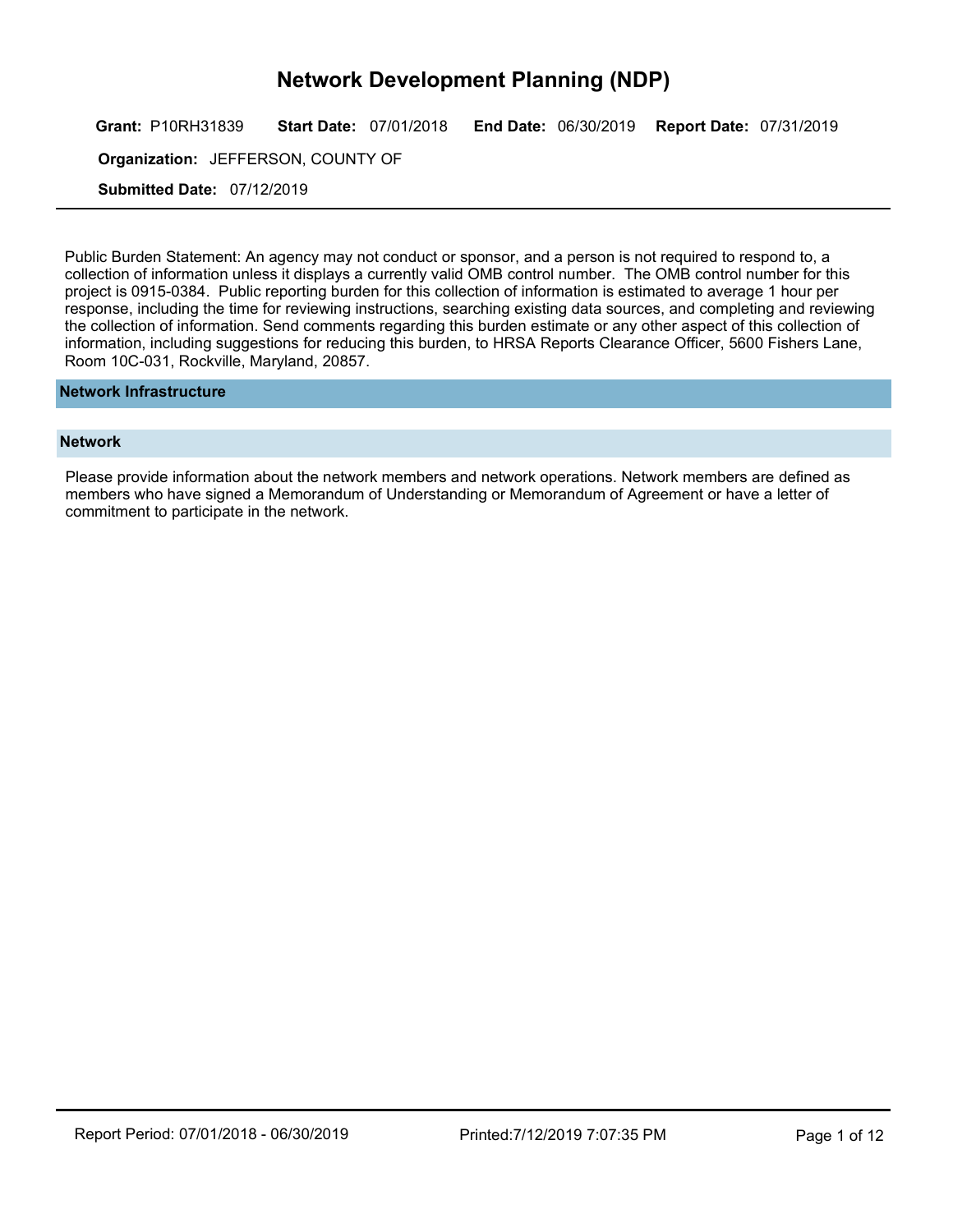# Network Development Planning (NDP)

**Grant:** P10RH31839 **Start Date:** 07/01/2018 **End Date:** 06/30/2019 **Report Date:** 07/31/2019

**Organization:** JEFFERSON, COUNTY OF

**Submitted Date:** 07/12/2019

---

Public Burden Statement: An agency may not conduct or sponsor, and a person is not required to respond to, a collection of information unless it displays a currently valid OMB control number. The OMB control number for this project is 0915-0384. Public reporting burden for this collection of information is estimated to average 1 hour per response, including the time for reviewing instructions, searching existing data sources, and completing and reviewing the collection of information. Send comments regarding this burden estimate or any other aspect of this collection of information, including suggestions for reducing this burden, to HRSA Reports Clearance Officer, 5600 Fishers Lane, Room 10C-031, Rockville, Maryland, 20857.

## Network Infrastructure

### Network

Please provide information about the network members and network operations. Network members are defined as members who have signed a Memorandum of Understanding or Memorandum of Agreement or have a letter of commitment to participate in the network.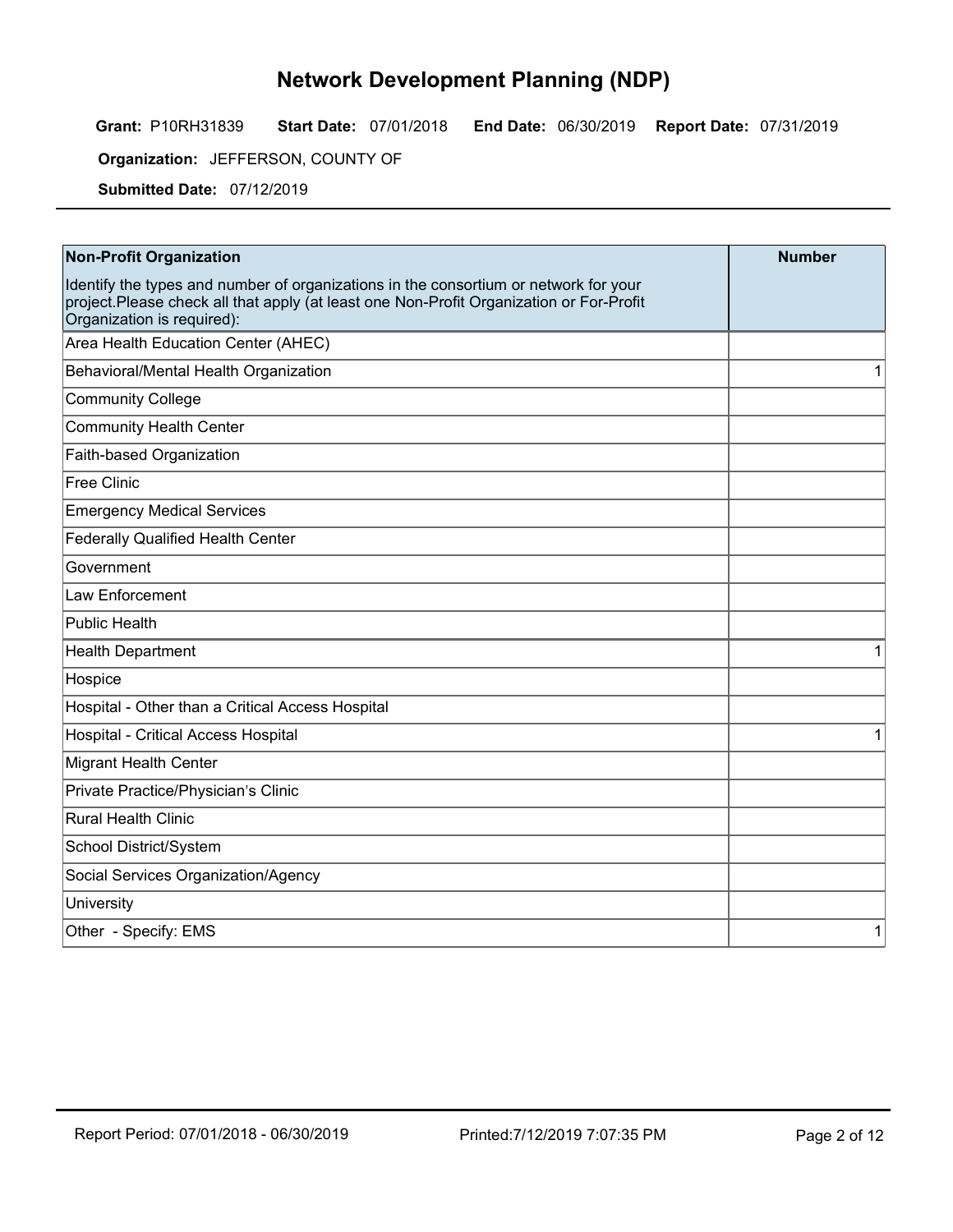# Network Development Planning (NDP)

**Grant:** P10RH31839 **Start Date:** 07/01/2018 **End Date:** 06/30/2019 **Report Date:** 07/31/2019

**Organization:** JEFFERSON, COUNTY OF

**Submitted Date:** 07/12/2019

| **Non-Profit Organization**<br>Identify the types and number of organizations in the consortium or network for your project.Please check all that apply (at least one Non-Profit Organization or For-Profit Organization is required): | **Number** |
|---|---|
| Area Health Education Center (AHEC) | |
| Behavioral/Mental Health Organization | 1 |
| Community College | |
| Community Health Center | |
| Faith-based Organization | |
| Free Clinic | |
| Emergency Medical Services | |
| Federally Qualified Health Center | |
| Government | |
| Law Enforcement | |
| Public Health | |
| Health Department | 1 |
| Hospice | |
| Hospital - Other than a Critical Access Hospital | |
| Hospital - Critical Access Hospital | 1 |
| Migrant Health Center | |
| Private Practice/Physician's Clinic | |
| Rural Health Clinic | |
| School District/System | |
| Social Services Organization/Agency | |
| University | |
| Other - Specify: EMS | 1 |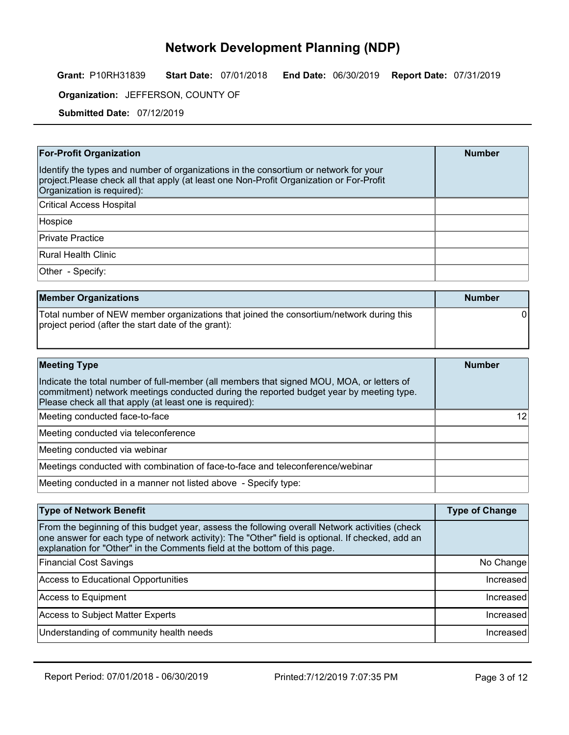# Network Development Planning (NDP)

**Grant:** P10RH31839 **Start Date:** 07/01/2018 **End Date:** 06/30/2019 **Report Date:** 07/31/2019

**Organization:** JEFFERSON, COUNTY OF

**Submitted Date:** 07/12/2019

| **For-Profit Organization** | **Number** |
|---|---|
| Identify the types and number of organizations in the consortium or network for your project.Please check all that apply (at least one Non-Profit Organization or For-Profit Organization is required): | |
| Critical Access Hospital | |
| Hospice | |
| Private Practice | |
| Rural Health Clinic | |
| Other - Specify: | |

| **Member Organizations** | **Number** |
|---|---|
| Total number of NEW member organizations that joined the consortium/network during this project period (after the start date of the grant): | 0 |

| **Meeting Type** | **Number** |
|---|---|
| Indicate the total number of full-member (all members that signed MOU, MOA, or letters of commitment) network meetings conducted during the reported budget year by meeting type. Please check all that apply (at least one is required): | |
| Meeting conducted face-to-face | 12 |
| Meeting conducted via teleconference | |
| Meeting conducted via webinar | |
| Meetings conducted with combination of face-to-face and teleconference/webinar | |
| Meeting conducted in a manner not listed above - Specify type: | |

| **Type of Network Benefit** | **Type of Change** |
|---|---|
| From the beginning of this budget year, assess the following overall Network activities (check one answer for each type of network activity): The "Other" field is optional. If checked, add an explanation for "Other" in the Comments field at the bottom of this page. | |
| Financial Cost Savings | No Change |
| Access to Educational Opportunities | Increased |
| Access to Equipment | Increased |
| Access to Subject Matter Experts | Increased |
| Understanding of community health needs | Increased |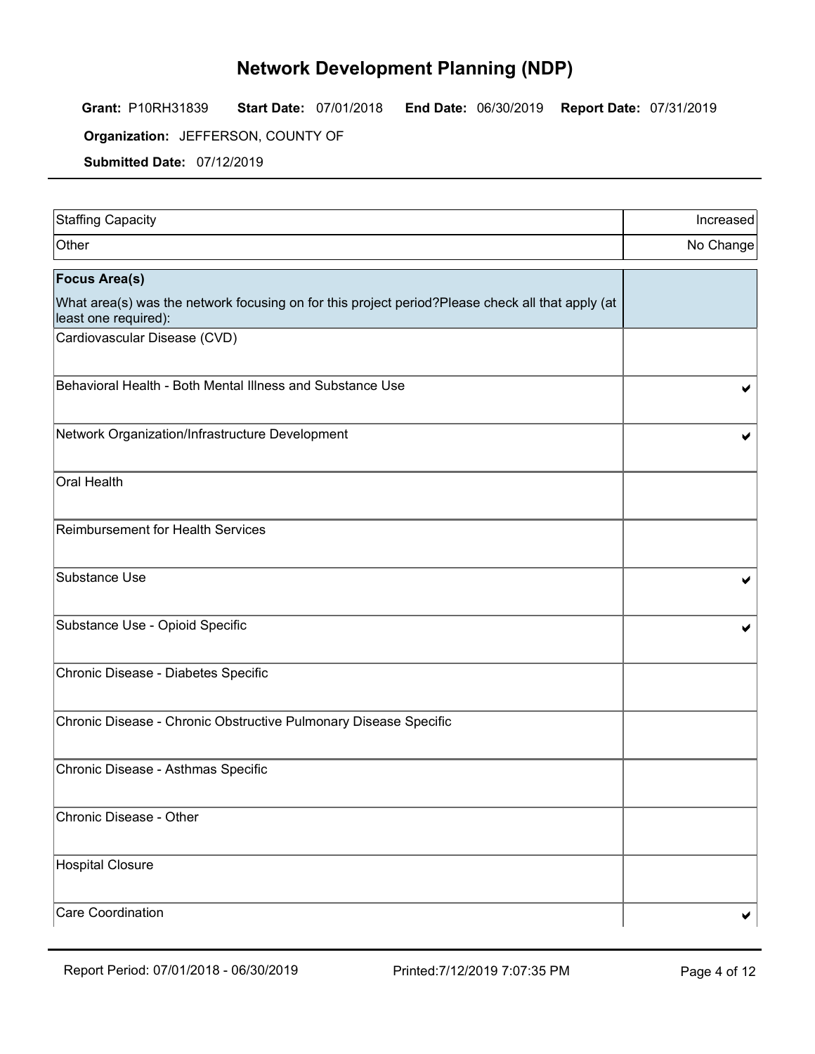# Network Development Planning (NDP)

**Grant:** P10RH31839 **Start Date:** 07/01/2018 **End Date:** 06/30/2019 **Report Date:** 07/31/2019

**Organization:** JEFFERSON, COUNTY OF

**Submitted Date:** 07/12/2019

| | |
|---|---|
| Staffing Capacity | Increased |
| Other | No Change |

| **Focus Area(s)** What area(s) was the network focusing on for this project period?Please check all that apply (at least one required): | |
|---|---|
| Cardiovascular Disease (CVD) | |
| Behavioral Health - Both Mental Illness and Substance Use | ✔ |
| Network Organization/Infrastructure Development | ✔ |
| Oral Health | |
| Reimbursement for Health Services | |
| Substance Use | ✔ |
| Substance Use - Opioid Specific | ✔ |
| Chronic Disease - Diabetes Specific | |
| Chronic Disease - Chronic Obstructive Pulmonary Disease Specific | |
| Chronic Disease - Asthmas Specific | |
| Chronic Disease - Other | |
| Hospital Closure | |
| Care Coordination | ✔ |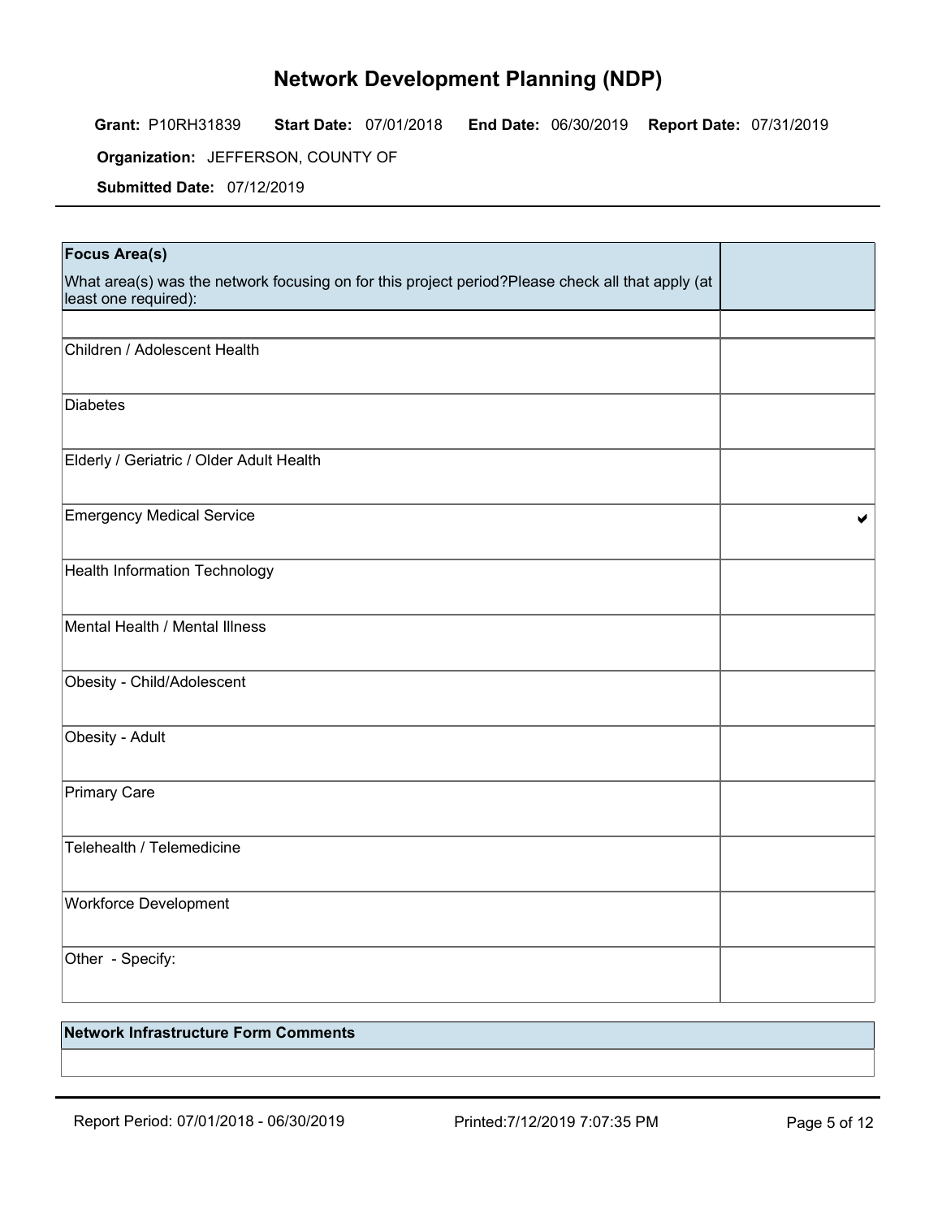# Network Development Planning (NDP)

**Grant:** P10RH31839 **Start Date:** 07/01/2018 **End Date:** 06/30/2019 **Report Date:** 07/31/2019

**Organization:** JEFFERSON, COUNTY OF

**Submitted Date:** 07/12/2019

| **Focus Area(s)**<br>What area(s) was the network focusing on for this project period?Please check all that apply (at least one required): | |
|---|---|
| | |
| Children / Adolescent Health | |
| Diabetes | |
| Elderly / Geriatric / Older Adult Health | |
| Emergency Medical Service | ✔ |
| Health Information Technology | |
| Mental Health / Mental Illness | |
| Obesity - Child/Adolescent | |
| Obesity - Adult | |
| Primary Care | |
| Telehealth / Telemedicine | |
| Workforce Development | |
| Other - Specify: | |

| **Network Infrastructure Form Comments** |
|---|
| |

Report Period: 07/01/2018 - 06/30/2019 Printed:7/12/2019 7:07:35 PM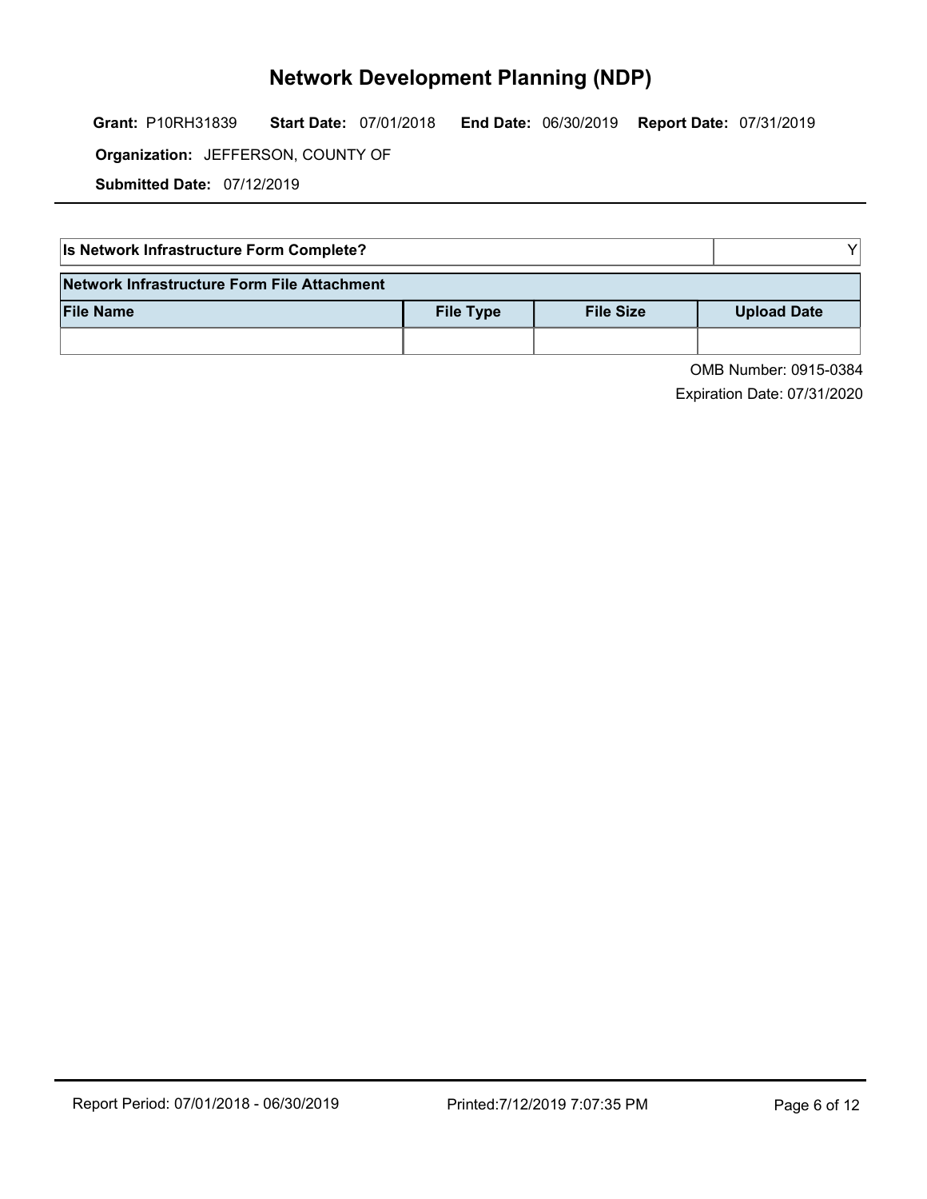# Network Development Planning (NDP)

**Grant:** P10RH31839 **Start Date:** 07/01/2018 **End Date:** 06/30/2019 **Report Date:** 07/31/2019

**Organization:** JEFFERSON, COUNTY OF

**Submitted Date:** 07/12/2019

| Is Network Infrastructure Form Complete? | Y |
|---|---|

| Network Infrastructure Form File Attachment | | | |
|---|---|---|---|
| **File Name** | **File Type** | **File Size** | **Upload Date** |
| | | | |

OMB Number: 0915-0384

Expiration Date: 07/31/2020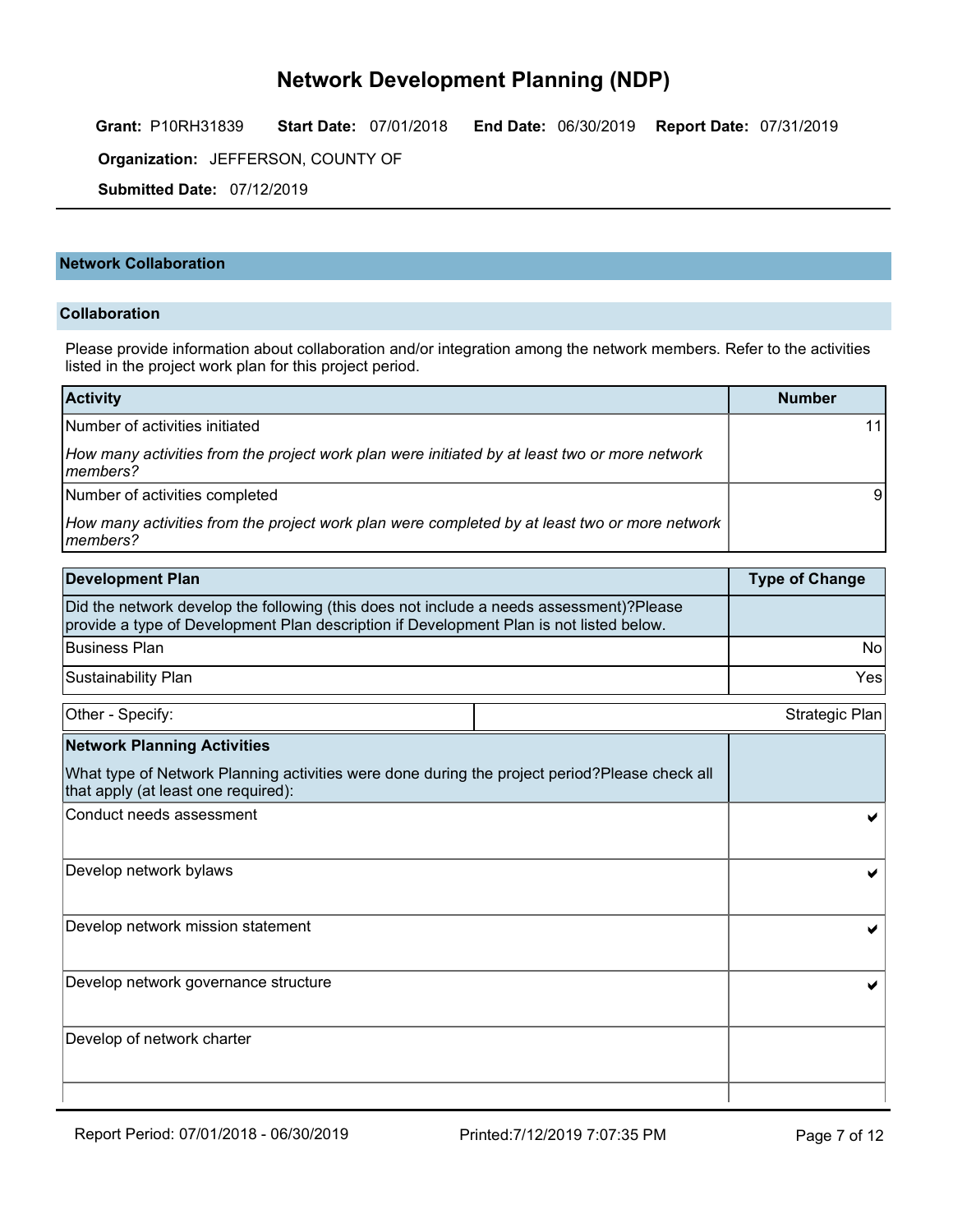# Network Development Planning (NDP)

**Grant:** P10RH31839 **Start Date:** 07/01/2018 **End Date:** 06/30/2019 **Report Date:** 07/31/2019

**Organization:** JEFFERSON, COUNTY OF

**Submitted Date:** 07/12/2019

## Network Collaboration

### Collaboration

Please provide information about collaboration and/or integration among the network members. Refer to the activities listed in the project work plan for this project period.

| Activity | Number |
|---|---|
| Number of activities initiated<br>*How many activities from the project work plan were initiated by at least two or more network members?* | 11 |
| Number of activities completed<br>*How many activities from the project work plan were completed by at least two or more network members?* | 9 |

| Development Plan | Type of Change |
|---|---|
| Did the network develop the following (this does not include a needs assessment)?Please provide a type of Development Plan description if Development Plan is not listed below. | |
| Business Plan | No |
| Sustainability Plan | Yes |
| Other - Specify: | Strategic Plan |

| Network Planning Activities<br>What type of Network Planning activities were done during the project period?Please check all that apply (at least one required): | |
|---|---|
| Conduct needs assessment | ✔ |
| Develop network bylaws | ✔ |
| Develop network mission statement | ✔ |
| Develop network governance structure | ✔ |
| Develop of network charter | |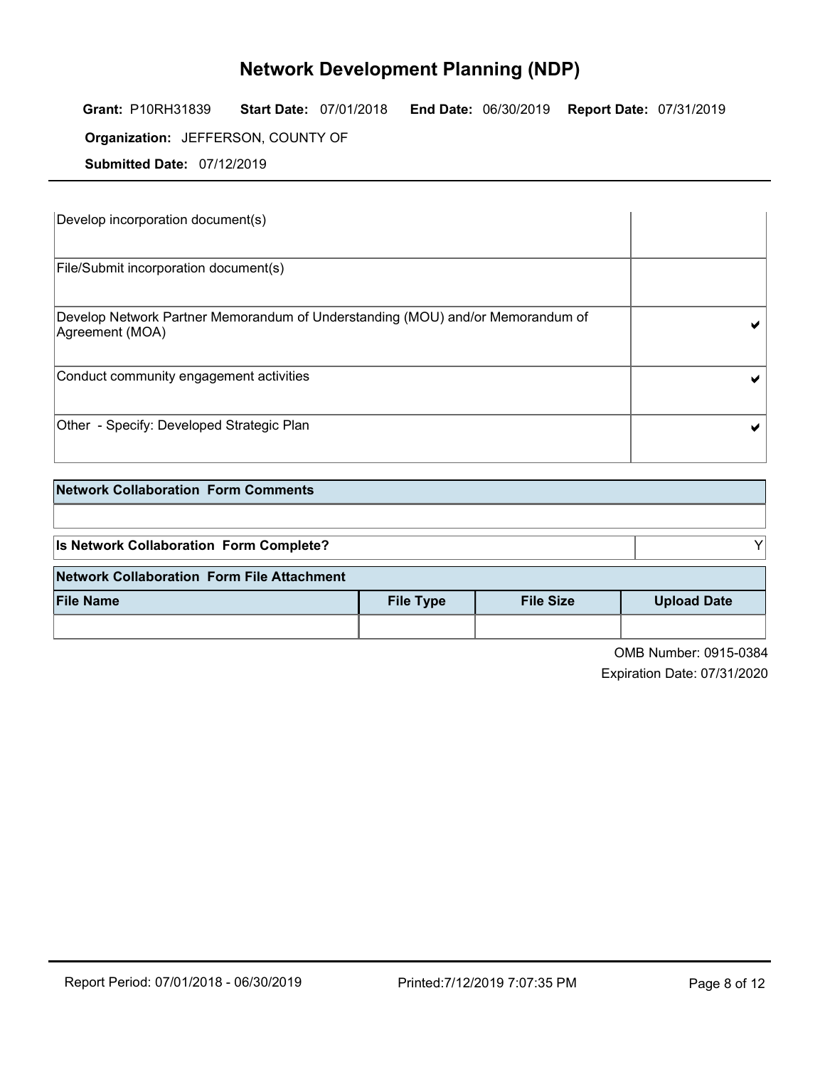# Network Development Planning (NDP)

**Grant:** P10RH31839 **Start Date:** 07/01/2018 **End Date:** 06/30/2019 **Report Date:** 07/31/2019

**Organization:** JEFFERSON, COUNTY OF

**Submitted Date:** 07/12/2019

| | |
|---|---|
| Develop incorporation document(s) | |
| File/Submit incorporation document(s) | |
| Develop Network Partner Memorandum of Understanding (MOU) and/or Memorandum of Agreement (MOA) | ✔ |
| Conduct community engagement activities | ✔ |
| Other - Specify: Developed Strategic Plan | ✔ |

| Network Collaboration Form Comments |
|---|
| |

| Is Network Collaboration Form Complete? | Y |
|---|---|

| Network Collaboration Form File Attachment | | | |
|---|---|---|---|
| **File Name** | **File Type** | **File Size** | **Upload Date** |
| | | | |

OMB Number: 0915-0384

Expiration Date: 07/31/2020

Report Period: 07/01/2018 - 06/30/2019 Printed:7/12/2019 7:07:35 PM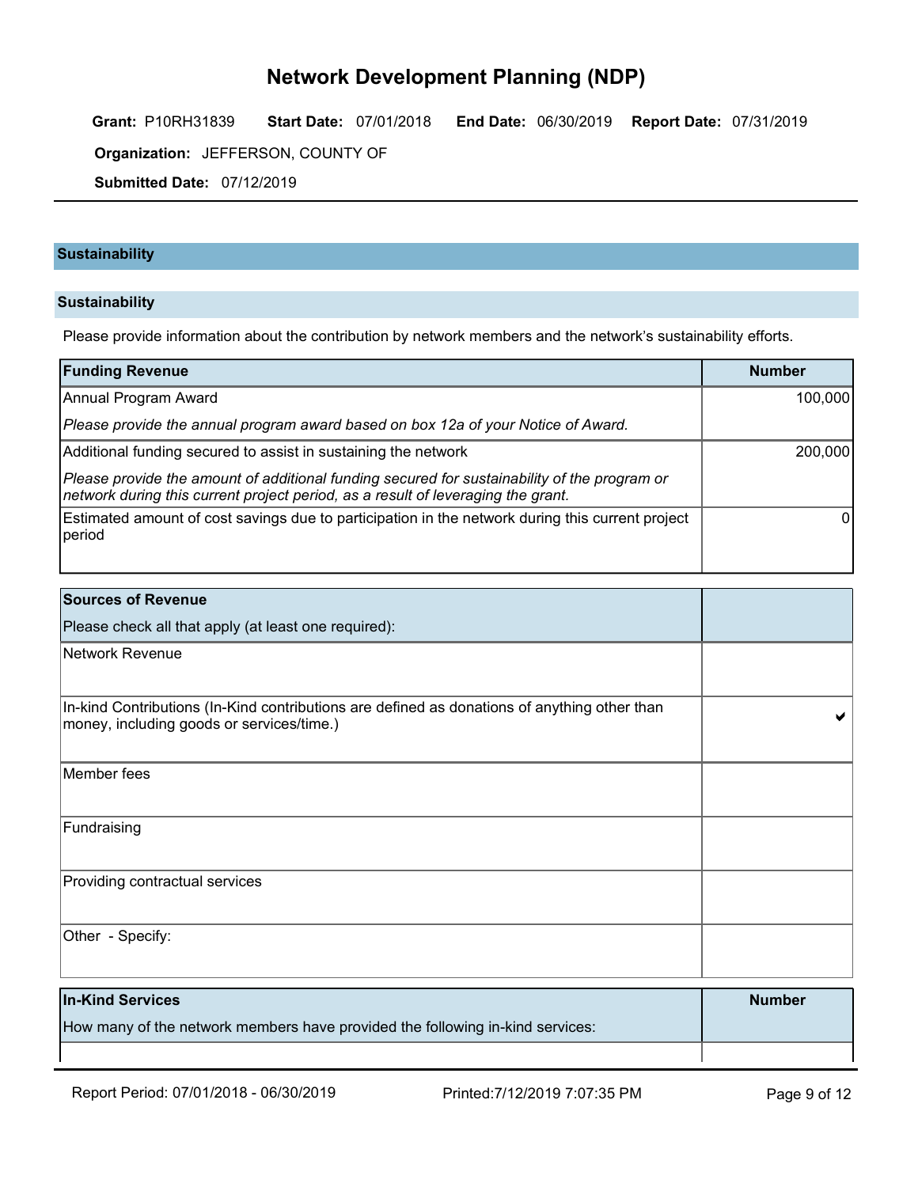# Network Development Planning (NDP)

**Grant:** P10RH31839 **Start Date:** 07/01/2018 **End Date:** 06/30/2019 **Report Date:** 07/31/2019

**Organization:** JEFFERSON, COUNTY OF

**Submitted Date:** 07/12/2019

## Sustainability

### Sustainability

Please provide information about the contribution by network members and the network's sustainability efforts.

| Funding Revenue | Number |
|---|---|
| Annual Program Award<br>*Please provide the annual program award based on box 12a of your Notice of Award.* | 100,000 |
| Additional funding secured to assist in sustaining the network<br>*Please provide the amount of additional funding secured for sustainability of the program or network during this current project period, as a result of leveraging the grant.* | 200,000 |
| Estimated amount of cost savings due to participation in the network during this current project period | 0 |

| Sources of Revenue<br>Please check all that apply (at least one required): | |
|---|---|
| Network Revenue | |
| In-kind Contributions (In-Kind contributions are defined as donations of anything other than money, including goods or services/time.) | ✔ |
| Member fees | |
| Fundraising | |
| Providing contractual services | |
| Other - Specify: | |

| In-Kind Services<br>How many of the network members have provided the following in-kind services: | Number |
|---|---|
| | |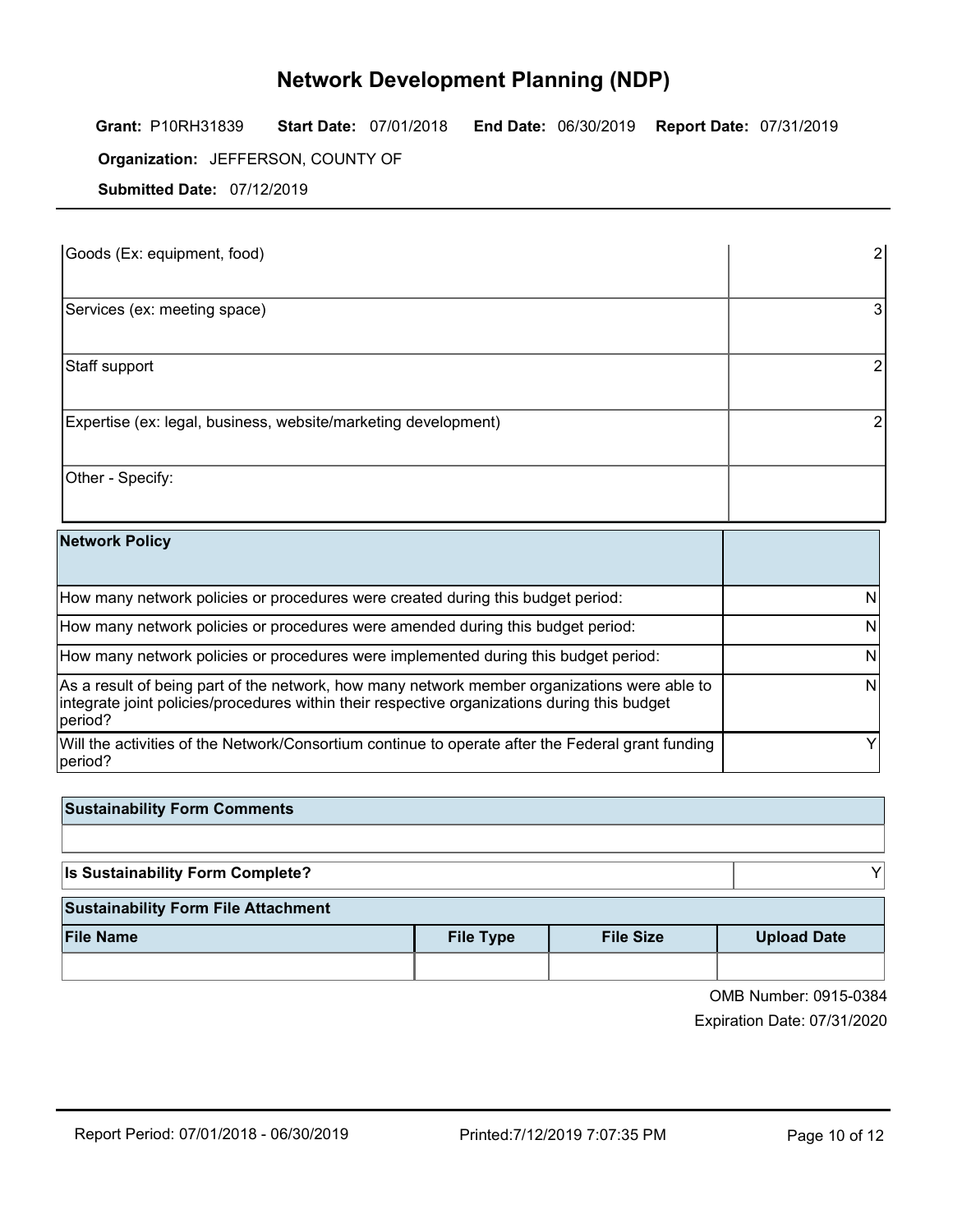# Network Development Planning (NDP)

**Grant:** P10RH31839 **Start Date:** 07/01/2018 **End Date:** 06/30/2019 **Report Date:** 07/31/2019

**Organization:** JEFFERSON, COUNTY OF

**Submitted Date:** 07/12/2019

| | |
|---|---|
| Goods (Ex: equipment, food) | 2 |
| Services (ex: meeting space) | 3 |
| Staff support | 2 |
| Expertise (ex: legal, business, website/marketing development) | 2 |
| Other - Specify: | |

| **Network Policy** | |
|---|---|
| How many network policies or procedures were created during this budget period: | N |
| How many network policies or procedures were amended during this budget period: | N |
| How many network policies or procedures were implemented during this budget period: | N |
| As a result of being part of the network, how many network member organizations were able to integrate joint policies/procedures within their respective organizations during this budget period? | N |
| Will the activities of the Network/Consortium continue to operate after the Federal grant funding period? | Y |

| **Sustainability Form Comments** |
|---|
| |

| **Is Sustainability Form Complete?** | Y |
|---|---|

**Sustainability Form File Attachment**

| File Name | File Type | File Size | Upload Date |
|---|---|---|---|
| | | | |

OMB Number: 0915-0384

Expiration Date: 07/31/2020

Report Period: 07/01/2018 - 06/30/2019 Printed:7/12/2019 7:07:35 PM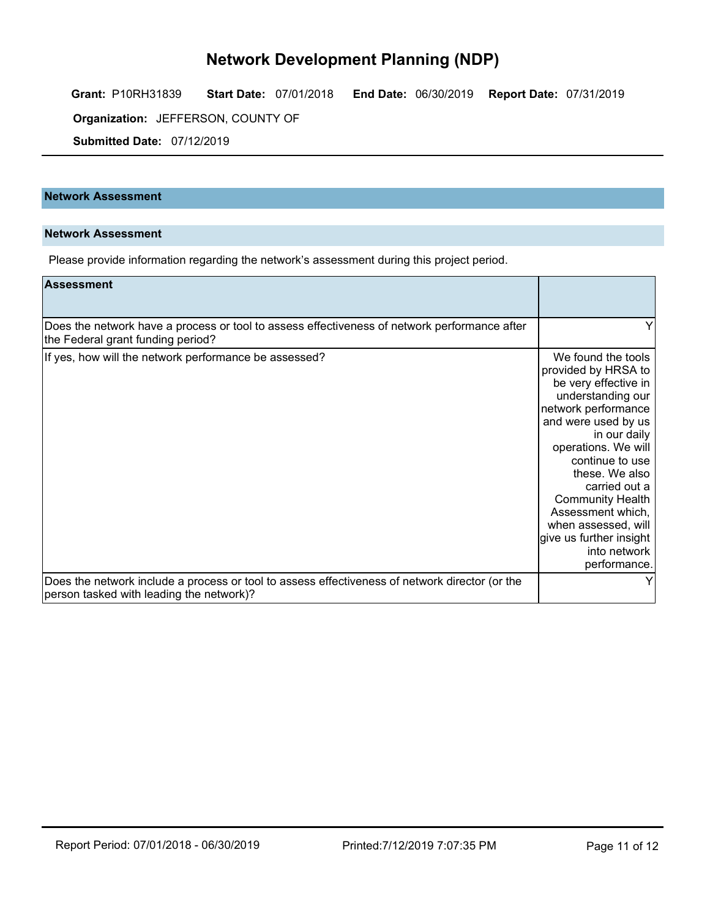# Network Development Planning (NDP)

**Grant:** P10RH31839 **Start Date:** 07/01/2018 **End Date:** 06/30/2019 **Report Date:** 07/31/2019

**Organization:** JEFFERSON, COUNTY OF

**Submitted Date:** 07/12/2019

## Network Assessment

### Network Assessment

Please provide information regarding the network's assessment during this project period.

| Assessment | |
|---|---|
| Does the network have a process or tool to assess effectiveness of network performance after the Federal grant funding period? | Y |
| If yes, how will the network performance be assessed? | We found the tools provided by HRSA to be very effective in understanding our network performance and were used by us in our daily operations. We will continue to use these. We also carried out a Community Health Assessment which, when assessed, will give us further insight into network performance. |
| Does the network include a process or tool to assess effectiveness of network director (or the person tasked with leading the network)? | Y |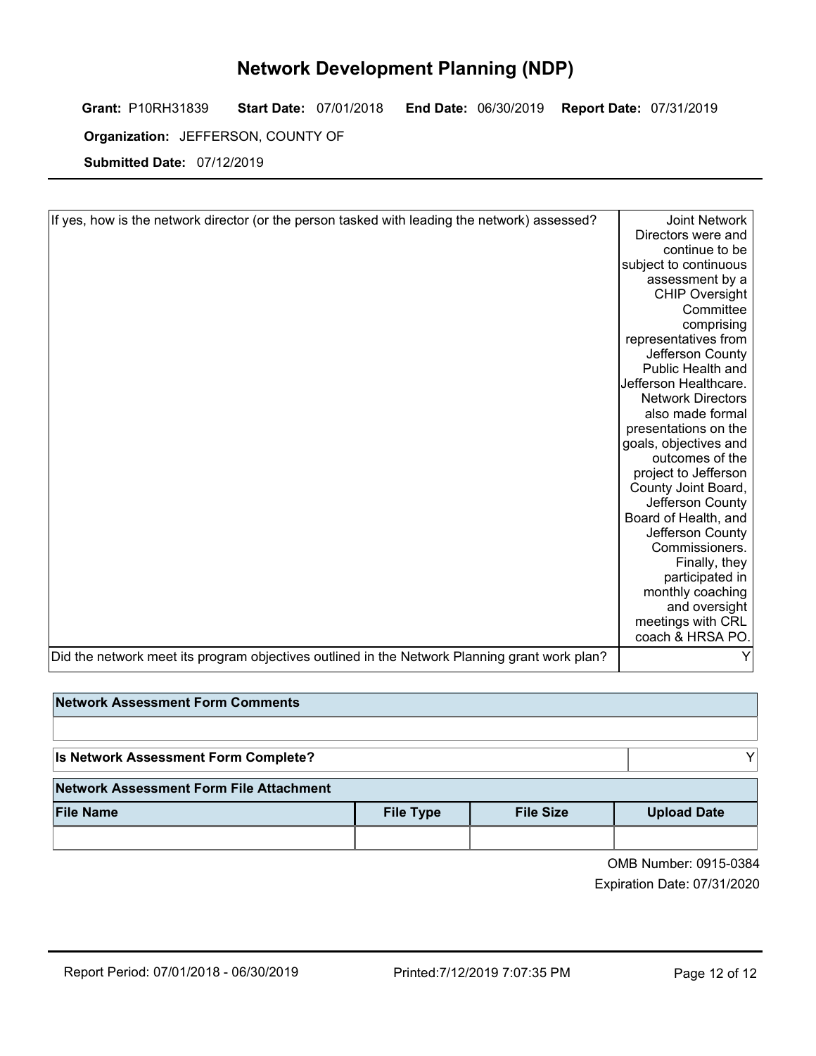# Network Development Planning (NDP)

**Grant:** P10RH31839 **Start Date:** 07/01/2018 **End Date:** 06/30/2019 **Report Date:** 07/31/2019

**Organization:** JEFFERSON, COUNTY OF

**Submitted Date:** 07/12/2019

| | |
|---|---|
| If yes, how is the network director (or the person tasked with leading the network) assessed? | Joint Network Directors were and continue to be subject to continuous assessment by a CHIP Oversight Committee comprising representatives from Jefferson County Public Health and Jefferson Healthcare. Network Directors also made formal presentations on the goals, objectives and outcomes of the project to Jefferson County Joint Board, Jefferson County Board of Health, and Jefferson County Commissioners. Finally, they participated in monthly coaching and oversight meetings with CRL coach & HRSA PO. |
| Did the network meet its program objectives outlined in the Network Planning grant work plan? | Y |

| Network Assessment Form Comments |
|---|
| |

| | |
|---|---|
| **Is Network Assessment Form Complete?** | Y |

**Network Assessment Form File Attachment**

| File Name | File Type | File Size | Upload Date |
|---|---|---|---|
| | | | |

OMB Number: 0915-0384

Expiration Date: 07/31/2020

Report Period: 07/01/2018 - 06/30/2019 Printed:7/12/2019 7:07:35 PM